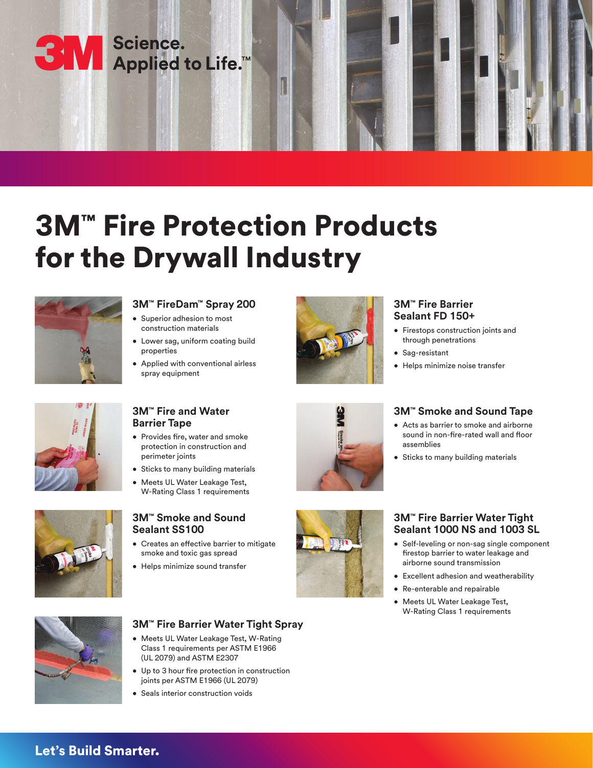3M Science. Applied to Life.™

# 3M™ Fire Protection Products for the Drywall Industry

### 3M™ FireDam™ Spray 200

- Superior adhesion to most construction materials
- Lower sag, uniform coating build properties
- Applied with conventional airless spray equipment

### 3M™ Fire Barrier Sealant FD 150+

- Firestops construction joints and through penetrations
- Sag-resistant
- Helps minimize noise transfer

### 3M™ Fire and Water Barrier Tape

- Provides fire, water and smoke protection in construction and perimeter joints
- Sticks to many building materials
- Meets UL Water Leakage Test, W-Rating Class 1 requirements

### 3M™ Smoke and Sound Tape

- Acts as barrier to smoke and airborne sound in non-fire-rated wall and floor assemblies
- Sticks to many building materials

### 3M™ Smoke and Sound Sealant SS100

- Creates an effective barrier to mitigate smoke and toxic gas spread
- Helps minimize sound transfer

### 3M™ Fire Barrier Water Tight Sealant 1000 NS and 1003 SL

- Self-leveling or non-sag single component firestop barrier to water leakage and airborne sound transmission
- Excellent adhesion and weatherability
- Re-enterable and repairable
- Meets UL Water Leakage Test, W-Rating Class 1 requirements

### 3M™ Fire Barrier Water Tight Spray

- Meets UL Water Leakage Test, W-Rating Class 1 requirements per ASTM E1966 (UL 2079) and ASTM E2307
- Up to 3 hour fire protection in construction joints per ASTM E1966 (UL 2079)
- Seals interior construction voids

**Let's Build Smarter.**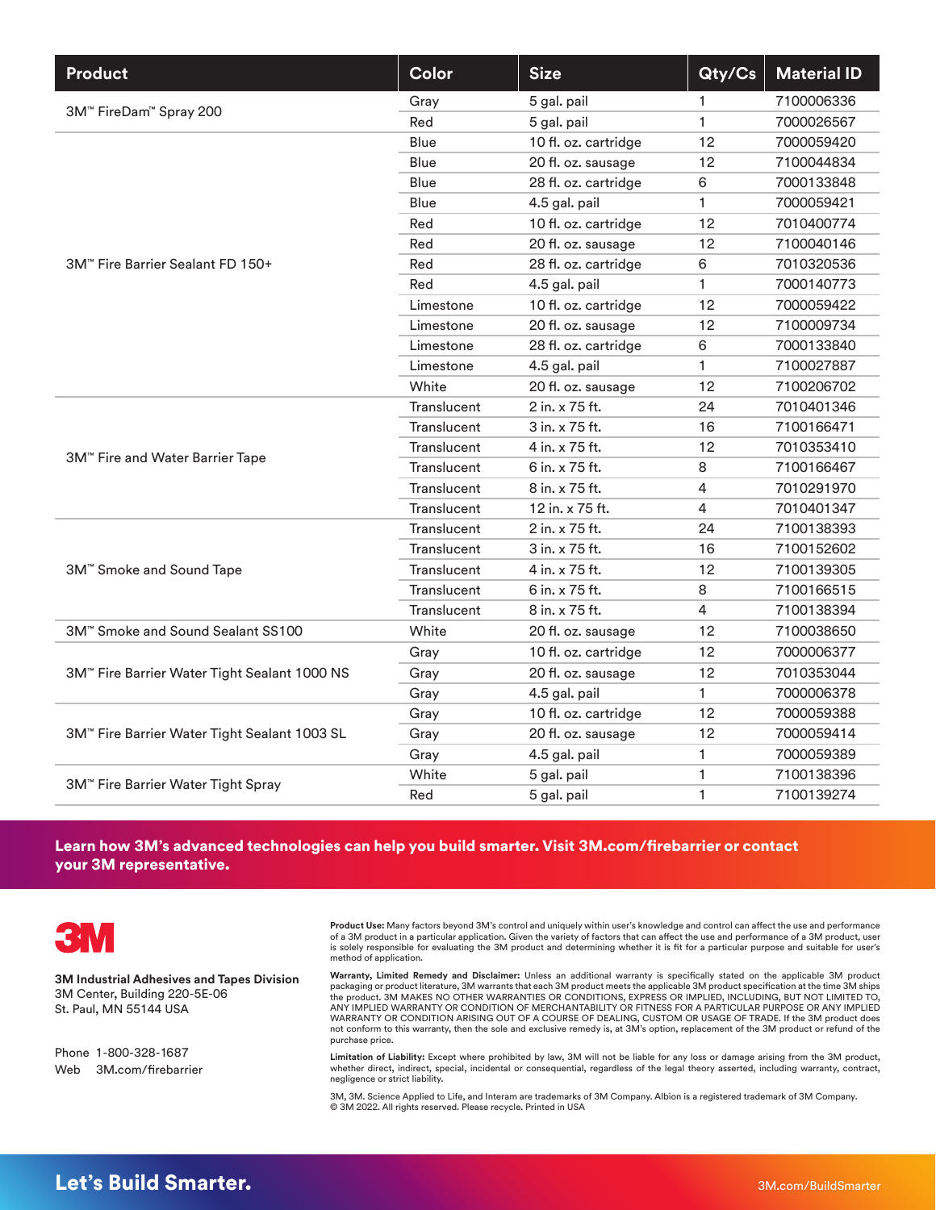| Product | Color | Size | Qty/Cs | Material ID |
|---|---|---|---|---|
| 3M™ FireDam™ Spray 200 | Gray | 5 gal. pail | 1 | 7100006336 |
| | Red | 5 gal. pail | 1 | 7000026567 |
| 3M™ Fire Barrier Sealant FD 150+ | Blue | 10 fl. oz. cartridge | 12 | 7000059420 |
| | Blue | 20 fl. oz. sausage | 12 | 7100044834 |
| | Blue | 28 fl. oz. cartridge | 6 | 7000133848 |
| | Blue | 4.5 gal. pail | 1 | 7000059421 |
| | Red | 10 fl. oz. cartridge | 12 | 7010400774 |
| | Red | 20 fl. oz. sausage | 12 | 7100040146 |
| | Red | 28 fl. oz. cartridge | 6 | 7010320536 |
| | Red | 4.5 gal. pail | 1 | 7000140773 |
| | Limestone | 10 fl. oz. cartridge | 12 | 7000059422 |
| | Limestone | 20 fl. oz. sausage | 12 | 7100009734 |
| | Limestone | 28 fl. oz. cartridge | 6 | 7000133840 |
| | Limestone | 4.5 gal. pail | 1 | 7100027887 |
| | White | 20 fl. oz. sausage | 12 | 7100206702 |
| 3M™ Fire and Water Barrier Tape | Translucent | 2 in. x 75 ft. | 24 | 7010401346 |
| | Translucent | 3 in. x 75 ft. | 16 | 7100166471 |
| | Translucent | 4 in. x 75 ft. | 12 | 7010353410 |
| | Translucent | 6 in. x 75 ft. | 8 | 7100166467 |
| | Translucent | 8 in. x 75 ft. | 4 | 7010291970 |
| | Translucent | 12 in. x 75 ft. | 4 | 7010401347 |
| 3M™ Smoke and Sound Tape | Translucent | 2 in. x 75 ft. | 24 | 7100138393 |
| | Translucent | 3 in. x 75 ft. | 16 | 7100152602 |
| | Translucent | 4 in. x 75 ft. | 12 | 7100139305 |
| | Translucent | 6 in. x 75 ft. | 8 | 7100166515 |
| | Translucent | 8 in. x 75 ft. | 4 | 7100138394 |
| 3M™ Smoke and Sound Sealant SS100 | White | 20 fl. oz. sausage | 12 | 7100038650 |
| 3M™ Fire Barrier Water Tight Sealant 1000 NS | Gray | 10 fl. oz. cartridge | 12 | 7000006377 |
| | Gray | 20 fl. oz. sausage | 12 | 7010353044 |
| | Gray | 4.5 gal. pail | 1 | 7000006378 |
| 3M™ Fire Barrier Water Tight Sealant 1003 SL | Gray | 10 fl. oz. cartridge | 12 | 7000059388 |
| | Gray | 20 fl. oz. sausage | 12 | 7000059414 |
| | Gray | 4.5 gal. pail | 1 | 7000059389 |
| 3M™ Fire Barrier Water Tight Spray | White | 5 gal. pail | 1 | 7100138396 |
| | Red | 5 gal. pail | 1 | 7100139274 |

**Learn how 3M's advanced technologies can help you build smarter. Visit 3M.com/firebarrier or contact your 3M representative.**

3M

**3M Industrial Adhesives and Tapes Division**
3M Center, Building 220-5E-06
St. Paul, MN 55144 USA

Phone 1-800-328-1687
Web 3M.com/firebarrier

**Product Use:** Many factors beyond 3M's control and uniquely within user's knowledge and control can affect the use and performance of a 3M product in a particular application. Given the variety of factors that can affect the use and performance of a 3M product, user is solely responsible for evaluating the 3M product and determining whether it is fit for a particular purpose and suitable for user's method of application.

**Warranty, Limited Remedy and Disclaimer:** Unless an additional warranty is specifically stated on the applicable 3M product packaging or product literature, 3M warrants that each 3M product meets the applicable 3M product specification at the time 3M ships the product. 3M MAKES NO OTHER WARRANTIES OR CONDITIONS, EXPRESS OR IMPLIED, INCLUDING, BUT NOT LIMITED TO, ANY IMPLIED WARRANTY OR CONDITION OF MERCHANTABILITY OR FITNESS FOR A PARTICULAR PURPOSE OR ANY IMPLIED WARRANTY OR CONDITION ARISING OUT OF A COURSE OF DEALING, CUSTOM OR USAGE OF TRADE. If the 3M product does not conform to this warranty, then the sole and exclusive remedy is, at 3M's option, replacement of the 3M product or refund of the purchase price.

**Limitation of Liability:** Except where prohibited by law, 3M will not be liable for any loss or damage arising from the 3M product, whether direct, indirect, special, incidental or consequential, regardless of the legal theory asserted, including warranty, contract, negligence or strict liability.

3M, 3M. Science Applied to Life, and Interam are trademarks of 3M Company. Albion is a registered trademark of 3M Company.
© 3M 2022. All rights reserved. Please recycle. Printed in USA

**Let's Build Smarter.**

3M.com/BuildSmarter